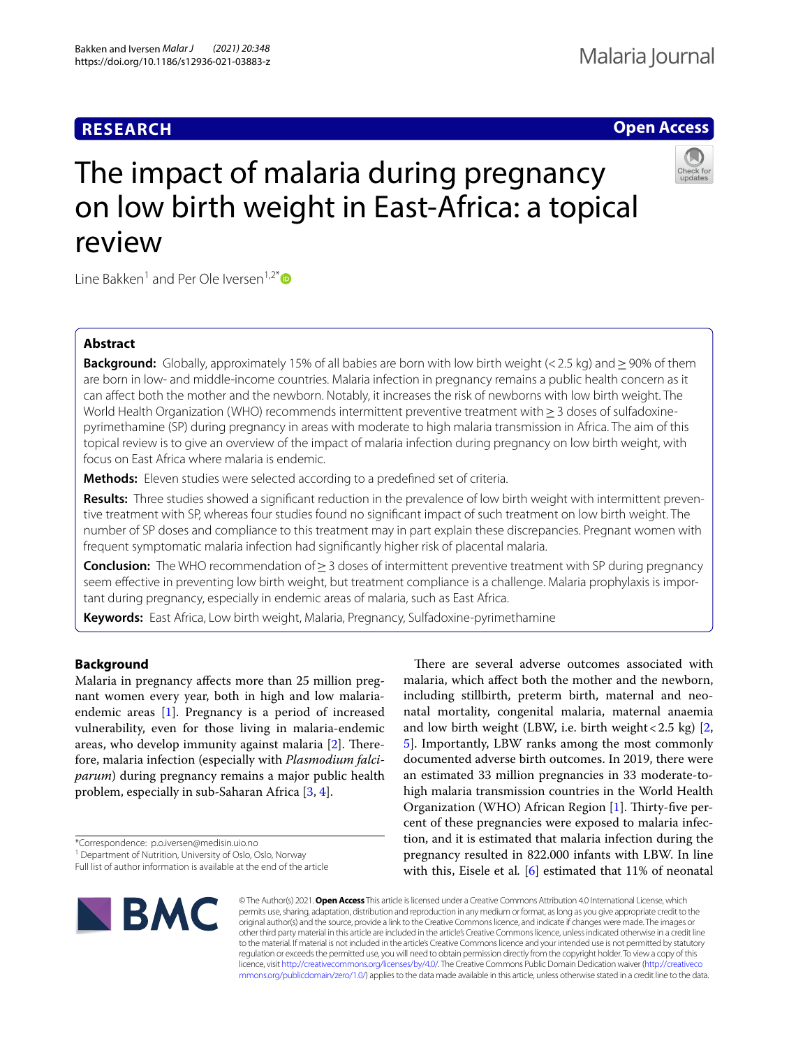**RESEARCH** **Open Access**

# The impact of malaria during pregnancy on low birth weight in East-Africa: a topical review

Line Bakken[1] and Per Ole Iversen[1,2*]

## Abstract

**Background:** Globally, approximately 15% of all babies are born with low birth weight (< 2.5 kg) and ≥ 90% of them are born in low- and middle-income countries. Malaria infection in pregnancy remains a public health concern as it can affect both the mother and the newborn. Notably, it increases the risk of newborns with low birth weight. The World Health Organization (WHO) recommends intermittent preventive treatment with ≥ 3 doses of sulfadoxine-pyrimethamine (SP) during pregnancy in areas with moderate to high malaria transmission in Africa. The aim of this topical review is to give an overview of the impact of malaria infection during pregnancy on low birth weight, with focus on East Africa where malaria is endemic.

**Methods:** Eleven studies were selected according to a predefined set of criteria.

**Results:** Three studies showed a significant reduction in the prevalence of low birth weight with intermittent preventive treatment with SP, whereas four studies found no significant impact of such treatment on low birth weight. The number of SP doses and compliance to this treatment may in part explain these discrepancies. Pregnant women with frequent symptomatic malaria infection had significantly higher risk of placental malaria.

**Conclusion:** The WHO recommendation of ≥ 3 doses of intermittent preventive treatment with SP during pregnancy seem effective in preventing low birth weight, but treatment compliance is a challenge. Malaria prophylaxis is important during pregnancy, especially in endemic areas of malaria, such as East Africa.

**Keywords:** East Africa, Low birth weight, Malaria, Pregnancy, Sulfadoxine-pyrimethamine

## Background

Malaria in pregnancy affects more than 25 million pregnant women every year, both in high and low malaria-endemic areas [1]. Pregnancy is a period of increased vulnerability, even for those living in malaria-endemic areas, who develop immunity against malaria [2]. Therefore, malaria infection (especially with *Plasmodium falciparum*) during pregnancy remains a major public health problem, especially in sub-Saharan Africa [3, 4].

There are several adverse outcomes associated with malaria, which affect both the mother and the newborn, including stillbirth, preterm birth, maternal and neonatal mortality, congenital malaria, maternal anaemia and low birth weight (LBW, i.e. birth weight < 2.5 kg) [2, 5]. Importantly, LBW ranks among the most commonly documented adverse birth outcomes. In 2019, there were an estimated 33 million pregnancies in 33 moderate-to-high malaria transmission countries in the World Health Organization (WHO) African Region [1]. Thirty-five percent of these pregnancies were exposed to malaria infection, and it is estimated that malaria infection during the pregnancy resulted in 822.000 infants with LBW. In line with this, Eisele et al. [6] estimated that 11% of neonatal

*Correspondence: p.o.iversen@medisin.uio.no
[1] Department of Nutrition, University of Oslo, Oslo, Norway
Full list of author information is available at the end of the article

© The Author(s) 2021. **Open Access** This article is licensed under a Creative Commons Attribution 4.0 International License, which permits use, sharing, adaptation, distribution and reproduction in any medium or format, as long as you give appropriate credit to the original author(s) and the source, provide a link to the Creative Commons licence, and indicate if changes were made. The images or other third party material in this article are included in the article's Creative Commons licence, unless indicated otherwise in a credit line to the material. If material is not included in the article's Creative Commons licence and your intended use is not permitted by statutory regulation or exceeds the permitted use, you will need to obtain permission directly from the copyright holder. To view a copy of this licence, visit http://creativecommons.org/licenses/by/4.0/. The Creative Commons Public Domain Dedication waiver (http://creativecommons.org/publicdomain/zero/1.0/) applies to the data made available in this article, unless otherwise stated in a credit line to the data.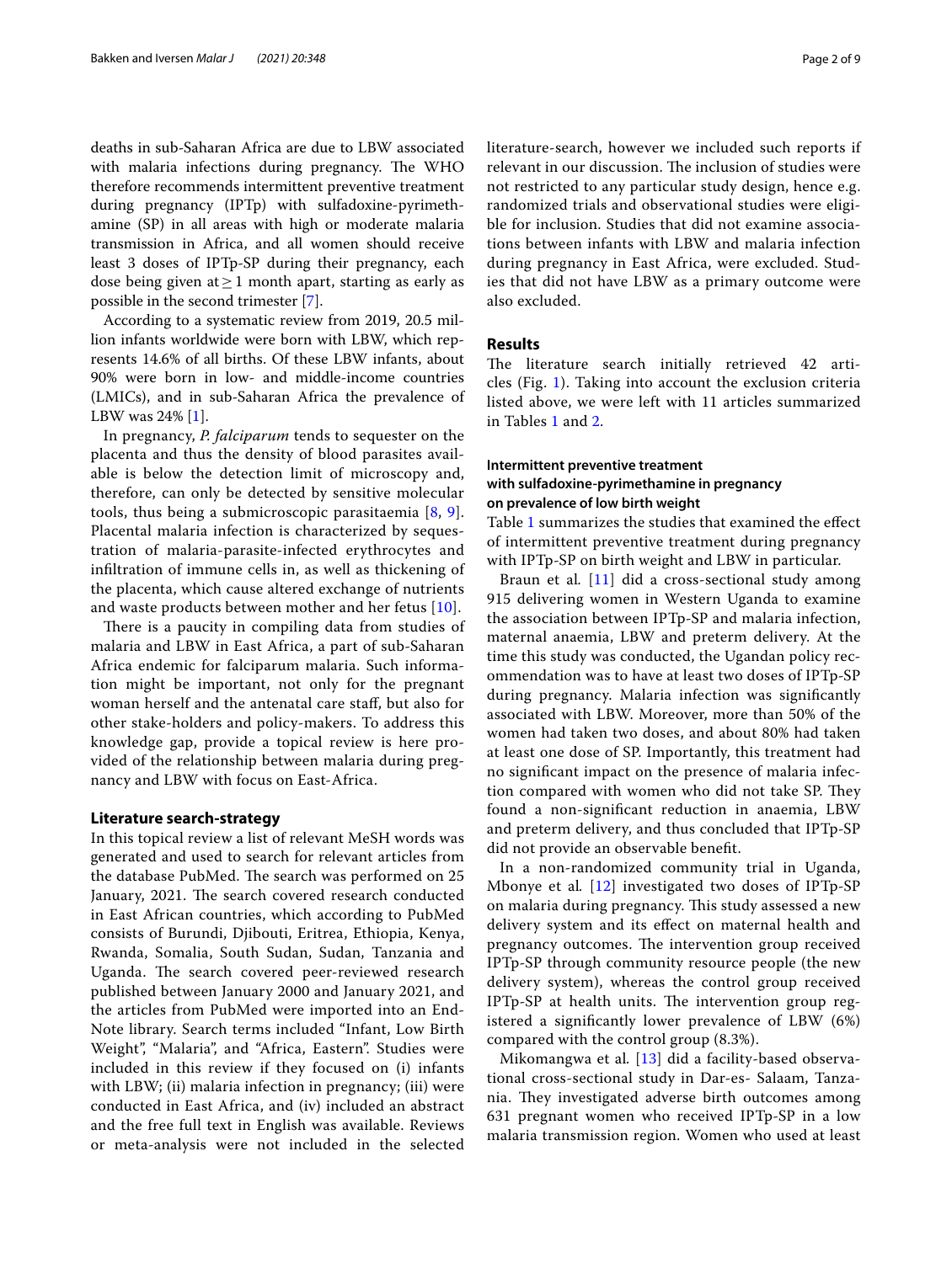deaths in sub-Saharan Africa are due to LBW associated with malaria infections during pregnancy. The WHO therefore recommends intermittent preventive treatment during pregnancy (IPTp) with sulfadoxine-pyrimethamine (SP) in all areas with high or moderate malaria transmission in Africa, and all women should receive least 3 doses of IPTp-SP during their pregnancy, each dose being given at $\geq 1$ month apart, starting as early as possible in the second trimester [7].

According to a systematic review from 2019, 20.5 million infants worldwide were born with LBW, which represents 14.6% of all births. Of these LBW infants, about 90% were born in low- and middle-income countries (LMICs), and in sub-Saharan Africa the prevalence of LBW was 24% [1].

In pregnancy, *P. falciparum* tends to sequester on the placenta and thus the density of blood parasites available is below the detection limit of microscopy and, therefore, can only be detected by sensitive molecular tools, thus being a submicroscopic parasitaemia [8, 9]. Placental malaria infection is characterized by sequestration of malaria-parasite-infected erythrocytes and infiltration of immune cells in, as well as thickening of the placenta, which cause altered exchange of nutrients and waste products between mother and her fetus [10].

There is a paucity in compiling data from studies of malaria and LBW in East Africa, a part of sub-Saharan Africa endemic for falciparum malaria. Such information might be important, not only for the pregnant woman herself and the antenatal care staff, but also for other stake-holders and policy-makers. To address this knowledge gap, provide a topical review is here provided of the relationship between malaria during pregnancy and LBW with focus on East-Africa.

## Literature search-strategy

In this topical review a list of relevant MeSH words was generated and used to search for relevant articles from the database PubMed. The search was performed on 25 January, 2021. The search covered research conducted in East African countries, which according to PubMed consists of Burundi, Djibouti, Eritrea, Ethiopia, Kenya, Rwanda, Somalia, South Sudan, Sudan, Tanzania and Uganda. The search covered peer-reviewed research published between January 2000 and January 2021, and the articles from PubMed were imported into an EndNote library. Search terms included "Infant, Low Birth Weight", "Malaria", and "Africa, Eastern". Studies were included in this review if they focused on (i) infants with LBW; (ii) malaria infection in pregnancy; (iii) were conducted in East Africa, and (iv) included an abstract and the free full text in English was available. Reviews or meta-analysis were not included in the selected literature-search, however we included such reports if relevant in our discussion. The inclusion of studies were not restricted to any particular study design, hence e.g. randomized trials and observational studies were eligible for inclusion. Studies that did not examine associations between infants with LBW and malaria infection during pregnancy in East Africa, were excluded. Studies that did not have LBW as a primary outcome were also excluded.

## Results

The literature search initially retrieved 42 articles (Fig. 1). Taking into account the exclusion criteria listed above, we were left with 11 articles summarized in Tables 1 and 2.

### Intermittent preventive treatment with sulfadoxine-pyrimethamine in pregnancy on prevalence of low birth weight

Table 1 summarizes the studies that examined the effect of intermittent preventive treatment during pregnancy with IPTp-SP on birth weight and LBW in particular.

Braun et al. [11] did a cross-sectional study among 915 delivering women in Western Uganda to examine the association between IPTp-SP and malaria infection, maternal anaemia, LBW and preterm delivery. At the time this study was conducted, the Ugandan policy recommendation was to have at least two doses of IPTp-SP during pregnancy. Malaria infection was significantly associated with LBW. Moreover, more than 50% of the women had taken two doses, and about 80% had taken at least one dose of SP. Importantly, this treatment had no significant impact on the presence of malaria infection compared with women who did not take SP. They found a non-significant reduction in anaemia, LBW and preterm delivery, and thus concluded that IPTp-SP did not provide an observable benefit.

In a non-randomized community trial in Uganda, Mbonye et al. [12] investigated two doses of IPTp-SP on malaria during pregnancy. This study assessed a new delivery system and its effect on maternal health and pregnancy outcomes. The intervention group received IPTp-SP through community resource people (the new delivery system), whereas the control group received IPTp-SP at health units. The intervention group registered a significantly lower prevalence of LBW (6%) compared with the control group (8.3%).

Mikomangwa et al. [13] did a facility-based observational cross-sectional study in Dar-es- Salaam, Tanzania. They investigated adverse birth outcomes among 631 pregnant women who received IPTp-SP in a low malaria transmission region. Women who used at least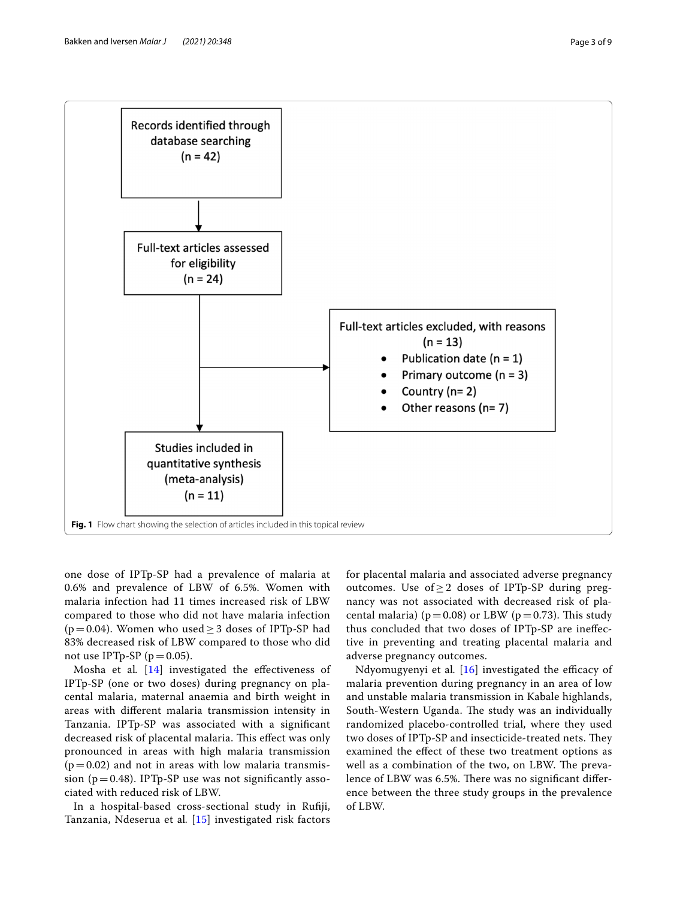Records identified through database searching (n = 42)

Full-text articles assessed for eligibility (n = 24)

Full-text articles excluded, with reasons (n = 13)

- Publication date (n = 1)
- Primary outcome (n = 3)
- Country (n= 2)
- Other reasons (n= 7)

Studies included in quantitative synthesis (meta-analysis) (n = 11)

**Fig. 1** Flow chart showing the selection of articles included in this topical review

one dose of IPTp-SP had a prevalence of malaria at 0.6% and prevalence of LBW of 6.5%. Women with malaria infection had 11 times increased risk of LBW compared to those who did not have malaria infection ($p = 0.04$). Women who used $\geq 3$ doses of IPTp-SP had 83% decreased risk of LBW compared to those who did not use IPTp-SP ($p = 0.05$).

Mosha et al. [14] investigated the effectiveness of IPTp-SP (one or two doses) during pregnancy on placental malaria, maternal anaemia and birth weight in areas with different malaria transmission intensity in Tanzania. IPTp-SP was associated with a significant decreased risk of placental malaria. This effect was only pronounced in areas with high malaria transmission ($p = 0.02$) and not in areas with low malaria transmission ($p = 0.48$). IPTp-SP use was not significantly associated with reduced risk of LBW.

In a hospital-based cross-sectional study in Rufiji, Tanzania, Ndeserua et al. [15] investigated risk factors for placental malaria and associated adverse pregnancy outcomes. Use of $\geq 2$ doses of IPTp-SP during pregnancy was not associated with decreased risk of placental malaria) ($p = 0.08$) or LBW ($p = 0.73$). This study thus concluded that two doses of IPTp-SP are ineffective in preventing and treating placental malaria and adverse pregnancy outcomes.

Ndyomugyenyi et al. [16] investigated the efficacy of malaria prevention during pregnancy in an area of low and unstable malaria transmission in Kabale highlands, South-Western Uganda. The study was an individually randomized placebo-controlled trial, where they used two doses of IPTp-SP and insecticide-treated nets. They examined the effect of these two treatment options as well as a combination of the two, on LBW. The prevalence of LBW was 6.5%. There was no significant difference between the three study groups in the prevalence of LBW.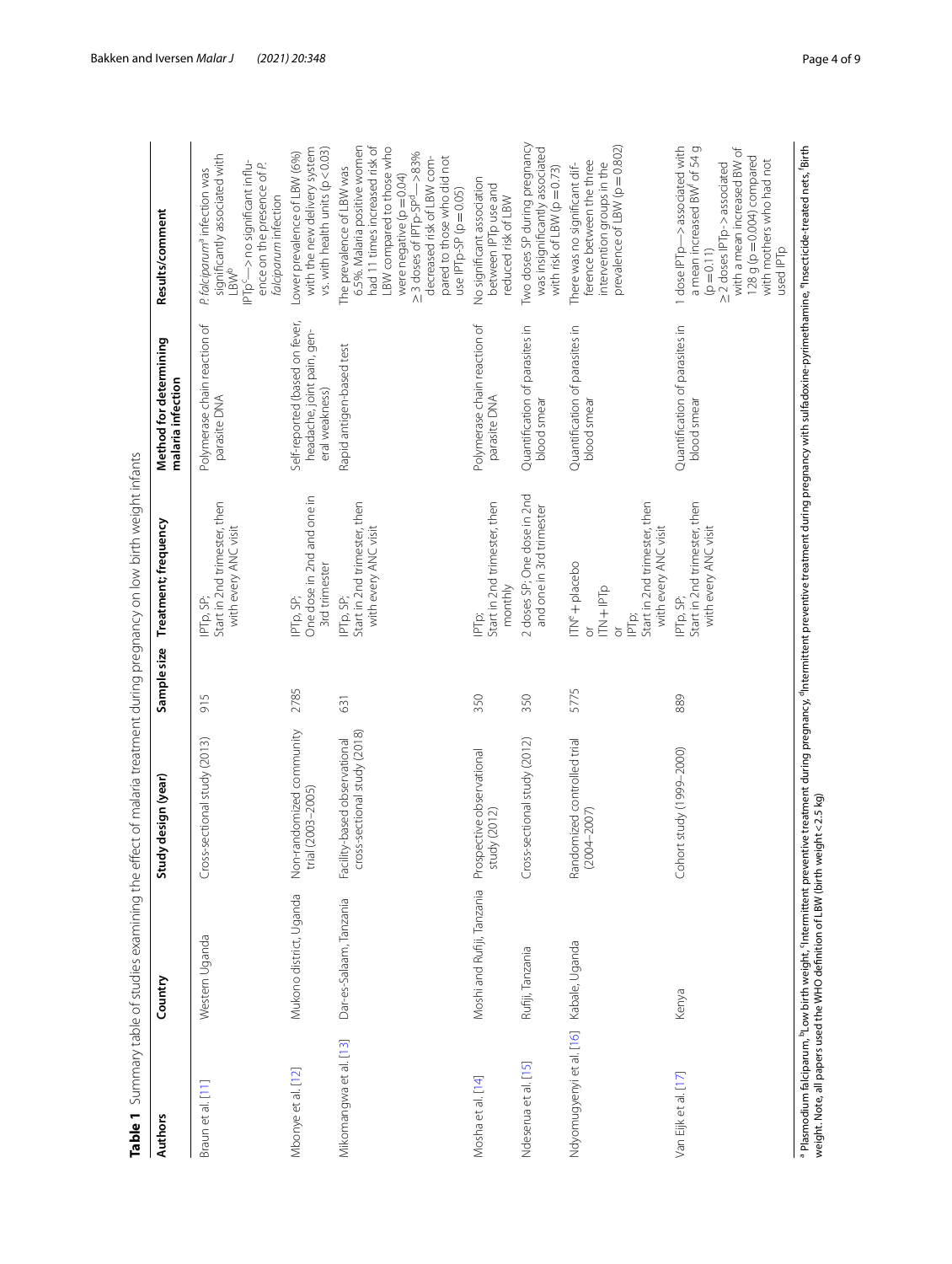**Table 1** Summary table of studies examining the effect of malaria treatment during pregnancy on low birth weight infants

| Authors | Country | Study design (year) | Sample size | Treatment; frequency | Method for determining malaria infection | Results/comment |
|---|---|---|---|---|---|---|
| Braun et al. [11] | Western Uganda | Cross-sectional study (2013) | 915 | IPTp, SP; Start in 2nd trimester, then with every ANC visit | Polymerase chain reaction of parasite DNA | *P. falciparum*[a] infection was significantly associated with LBW[b]<br>IPTp[c]—> no significant influence on the presence of *P. falciparum* infection |
| Mbonye et al. [12] | Mukono district, Uganda | Non-randomized community trial (2003–2005) | 2785 | IPTp, SP; One dose in 2nd and one in 3rd trimester | Self-reported (based on fever, headache, joint pain, general weakness) | Lower prevalence of LBW (6%) with the new delivery system vs. with health units ($p < 0.03$) |
| Mikomangwa et al. [13] | Dar-es-Salaam, Tanzania | Facility-based observational cross-sectional study (2018) | 631 | IPTp, SP; Start in 2nd trimester, then with every ANC visit | Rapid antigen-based test | The prevalence of LBW was 6.5%. Malaria positive women had 11 times increased risk of LBW compared to those who were negative ($p = 0.04$)<br>≥ 3 doses of IPTp-SP[d]—> 83% decreased risk of LBW compared to those who did not use IPTp-SP ($p = 0.05$) |
| Mosha et al. [14] | Moshi and Rufiji, Tanzania | Prospective observational study (2012) | 350 | IPTp; Start in 2nd trimester, then monthly | Polymerase chain reaction of parasite DNA | No significant association between IPTp use and reduced risk of LBW |
| Ndeserua et al. [15] | Rufiji, Tanzania | Cross-sectional study (2012) | 350 | 2 doses SP; One dose in 2nd and one in 3rd trimester | Quantification of parasites in blood smear | Two doses SP during pregnancy was insignificantly associated with risk of LBW ($p = 0.73$) |
| Ndyomugyenyi et al. [16] | Kabale, Uganda | Randomized controlled trial (2004–2007) | 5775 | ITN[e] + placebo<br>or<br>ITN + IPTp<br>or<br>IPTp;<br>Start in 2nd trimester, then with every ANC visit | Quantification of parasites in blood smear | There was no significant difference between the three intervention groups in the prevalence of LBW ($p = 0.802$) |
| Van Eijk et al. [17] | Kenya | Cohort study (1999–2000) | 889 | IPTp, SP; Start in 2nd trimester, then with every ANC visit | Quantification of parasites in blood smear | 1 dose IPTp—> associated with a mean increased BW[f] of 54 g ($p = 0.11$)<br>≥ 2 doses IPTp-> associated with a mean increased BW of 128 g ($p = 0.004$) compared with mothers who had not used IPTp |

[a] Plasmodium falciparum, [b]Low birth weight, [c]Intermittent preventive treatment during pregnancy, [d]Intermittent preventive treatment during pregnancy with sulfadoxine-pyrimethamine, [e]Insecticide-treated nets, [f]Birth weight. Note, all papers used the WHO definition of LBW (birth weight < 2.5 kg)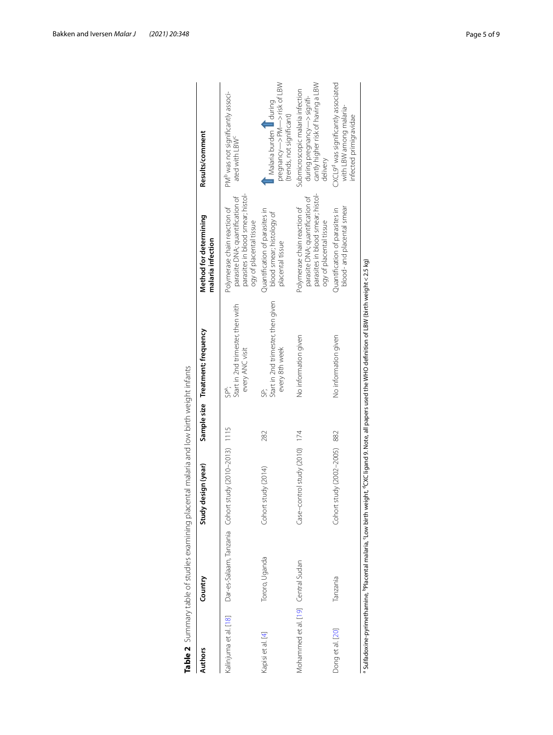**Table 2** Summary table of studies examining placental malaria and low birth weight infants

| Authors | Country | Study design (year) | Sample size | Treatment; frequency | Method for determining malaria infection | Results/comment |
|---|---|---|---|---|---|---|
| Kalinjuma et al. [18] | Dar-es-Salaam, Tanzania | Cohort study (2010–2013) | 1115 | SP[a]; Start in 2nd trimester, then with every ANC visit | Polymerase chain reaction of parasite DNA; quantification of parasites in blood smear; histology of placental tissue | PM[b] was not significantly associated with LBW[c] |
| Kapisi et al. [4] | Tororo, Uganda | Cohort study (2014) | 282 | SP; Start in 2nd trimester, then given every 8th week | Quantification of parasites in blood smear; histology of placental tissue | ↑ Malaria burden ↑ during pregnancy—> PM—> risk of LBW (trends, not significant) |
| Mohammed et al. [19] | Central Sudan | Case–control study (2010) | 174 | No information given | Polymerase chain reaction of parasite DNA; quantification of parasites in blood smear; histology of placental tissue | Submicroscopic malaria infection during pregnancy—> significantly higher risk of having a LBW delivery |
| Dong et al. [20] | Tanzania | Cohort study (2002–2005) | 882 | No information given | Quantification of parasites in blood- and placental smear | CXCL9[d] was significantly associated with LBW among malaria-infected primigravidae |

[a] Sulfadoxine-pyrimethamine, [b] Placental malaria, [c] Low birth weight, [d] CXC ligand 9. Note, all papers used the WHO definition of LBW (birth weight < 2.5 kg)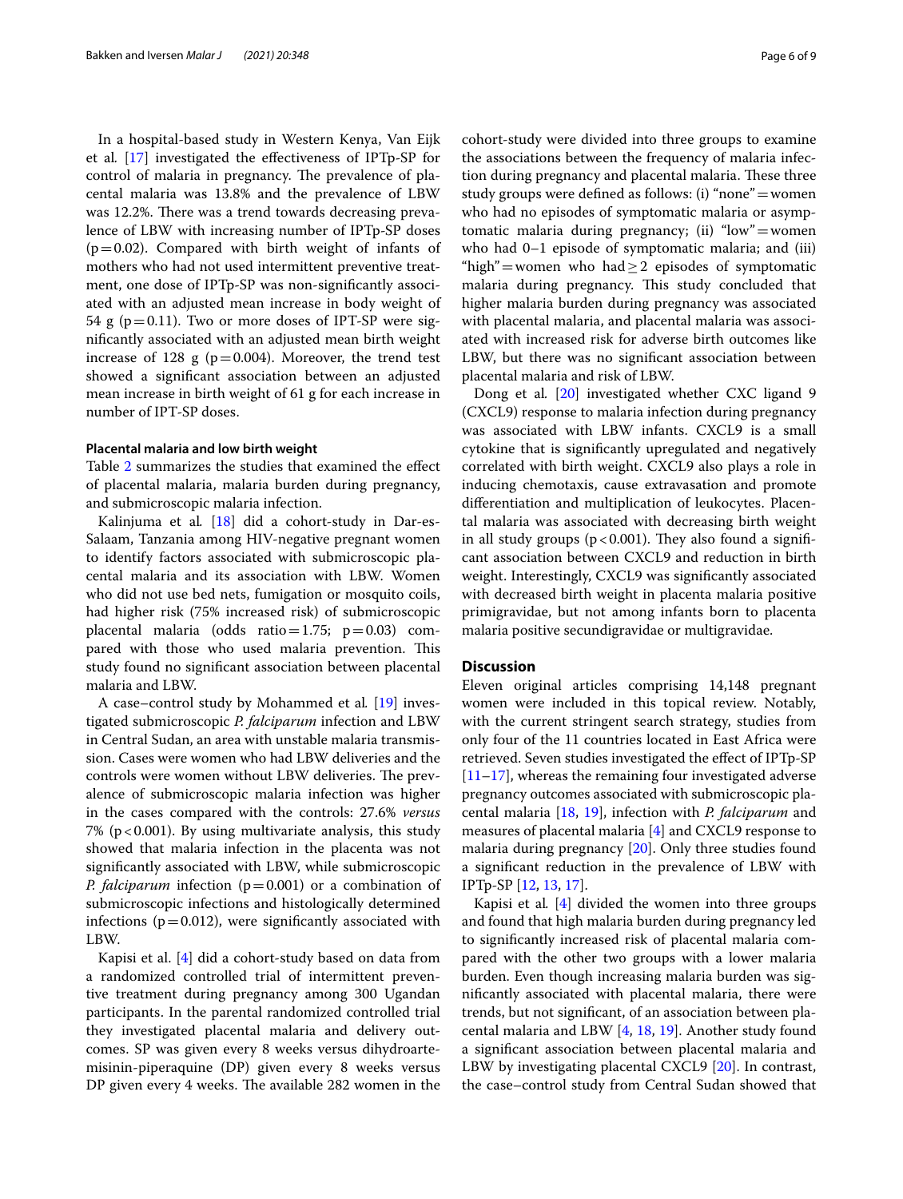In a hospital-based study in Western Kenya, Van Eijk et al. [17] investigated the effectiveness of IPTp-SP for control of malaria in pregnancy. The prevalence of placental malaria was 13.8% and the prevalence of LBW was 12.2%. There was a trend towards decreasing prevalence of LBW with increasing number of IPTp-SP doses ($p=0.02$). Compared with birth weight of infants of mothers who had not used intermittent preventive treatment, one dose of IPTp-SP was non-significantly associated with an adjusted mean increase in body weight of 54 g ($p=0.11$). Two or more doses of IPT-SP were significantly associated with an adjusted mean birth weight increase of 128 g ($p=0.004$). Moreover, the trend test showed a significant association between an adjusted mean increase in birth weight of 61 g for each increase in number of IPT-SP doses.

#### Placental malaria and low birth weight

Table 2 summarizes the studies that examined the effect of placental malaria, malaria burden during pregnancy, and submicroscopic malaria infection.

Kalinjuma et al. [18] did a cohort-study in Dar-es-Salaam, Tanzania among HIV-negative pregnant women to identify factors associated with submicroscopic placental malaria and its association with LBW. Women who did not use bed nets, fumigation or mosquito coils, had higher risk (75% increased risk) of submicroscopic placental malaria (odds ratio$=1.75$; $p=0.03$) compared with those who used malaria prevention. This study found no significant association between placental malaria and LBW.

A case–control study by Mohammed et al. [19] investigated submicroscopic *P. falciparum* infection and LBW in Central Sudan, an area with unstable malaria transmission. Cases were women who had LBW deliveries and the controls were women without LBW deliveries. The prevalence of submicroscopic malaria infection was higher in the cases compared with the controls: 27.6% *versus* 7% ($p<0.001$). By using multivariate analysis, this study showed that malaria infection in the placenta was not significantly associated with LBW, while submicroscopic *P. falciparum* infection ($p=0.001$) or a combination of submicroscopic infections and histologically determined infections ($p=0.012$), were significantly associated with LBW.

Kapisi et al. [4] did a cohort-study based on data from a randomized controlled trial of intermittent preventive treatment during pregnancy among 300 Ugandan participants. In the parental randomized controlled trial they investigated placental malaria and delivery outcomes. SP was given every 8 weeks versus dihydroartemisinin-piperaquine (DP) given every 8 weeks versus DP given every 4 weeks. The available 282 women in the cohort-study were divided into three groups to examine the associations between the frequency of malaria infection during pregnancy and placental malaria. These three study groups were defined as follows: (i) "none"=women who had no episodes of symptomatic malaria or asymptomatic malaria during pregnancy; (ii) "low"=women who had 0–1 episode of symptomatic malaria; and (iii) "high"=women who had $\geq 2$ episodes of symptomatic malaria during pregnancy. This study concluded that higher malaria burden during pregnancy was associated with placental malaria, and placental malaria was associated with increased risk for adverse birth outcomes like LBW, but there was no significant association between placental malaria and risk of LBW.

Dong et al. [20] investigated whether CXC ligand 9 (CXCL9) response to malaria infection during pregnancy was associated with LBW infants. CXCL9 is a small cytokine that is significantly upregulated and negatively correlated with birth weight. CXCL9 also plays a role in inducing chemotaxis, cause extravasation and promote differentiation and multiplication of leukocytes. Placental malaria was associated with decreasing birth weight in all study groups ($p<0.001$). They also found a significant association between CXCL9 and reduction in birth weight. Interestingly, CXCL9 was significantly associated with decreased birth weight in placenta malaria positive primigravidae, but not among infants born to placenta malaria positive secundigravidae or multigravidae.

## Discussion

Eleven original articles comprising 14,148 pregnant women were included in this topical review. Notably, with the current stringent search strategy, studies from only four of the 11 countries located in East Africa were retrieved. Seven studies investigated the effect of IPTp-SP [11–17], whereas the remaining four investigated adverse pregnancy outcomes associated with submicroscopic placental malaria [18, 19], infection with *P. falciparum* and measures of placental malaria [4] and CXCL9 response to malaria during pregnancy [20]. Only three studies found a significant reduction in the prevalence of LBW with IPTp-SP [12, 13, 17].

Kapisi et al. [4] divided the women into three groups and found that high malaria burden during pregnancy led to significantly increased risk of placental malaria compared with the other two groups with a lower malaria burden. Even though increasing malaria burden was significantly associated with placental malaria, there were trends, but not significant, of an association between placental malaria and LBW [4, 18, 19]. Another study found a significant association between placental malaria and LBW by investigating placental CXCL9 [20]. In contrast, the case–control study from Central Sudan showed that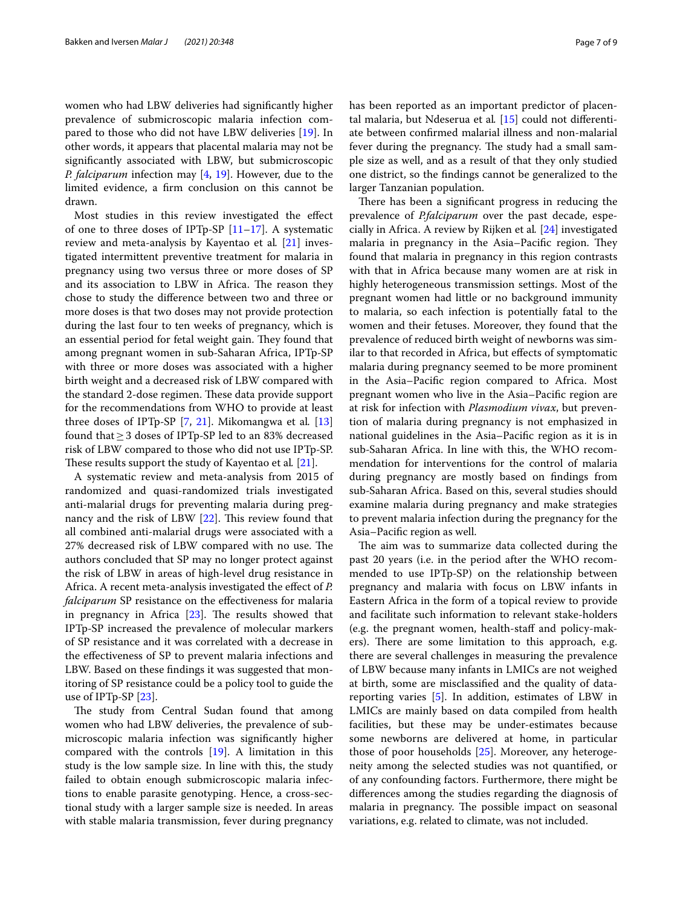women who had LBW deliveries had significantly higher prevalence of submicroscopic malaria infection compared to those who did not have LBW deliveries [19]. In other words, it appears that placental malaria may not be significantly associated with LBW, but submicroscopic *P. falciparum* infection may [4, 19]. However, due to the limited evidence, a firm conclusion on this cannot be drawn.

Most studies in this review investigated the effect of one to three doses of IPTp-SP [11–17]. A systematic review and meta-analysis by Kayentao et al. [21] investigated intermittent preventive treatment for malaria in pregnancy using two versus three or more doses of SP and its association to LBW in Africa. The reason they chose to study the difference between two and three or more doses is that two doses may not provide protection during the last four to ten weeks of pregnancy, which is an essential period for fetal weight gain. They found that among pregnant women in sub-Saharan Africa, IPTp-SP with three or more doses was associated with a higher birth weight and a decreased risk of LBW compared with the standard 2-dose regimen. These data provide support for the recommendations from WHO to provide at least three doses of IPTp-SP [7, 21]. Mikomangwa et al. [13] found that ≥ 3 doses of IPTp-SP led to an 83% decreased risk of LBW compared to those who did not use IPTp-SP. These results support the study of Kayentao et al. [21].

A systematic review and meta-analysis from 2015 of randomized and quasi-randomized trials investigated anti-malarial drugs for preventing malaria during pregnancy and the risk of LBW [22]. This review found that all combined anti-malarial drugs were associated with a 27% decreased risk of LBW compared with no use. The authors concluded that SP may no longer protect against the risk of LBW in areas of high-level drug resistance in Africa. A recent meta-analysis investigated the effect of *P. falciparum* SP resistance on the effectiveness for malaria in pregnancy in Africa [23]. The results showed that IPTp-SP increased the prevalence of molecular markers of SP resistance and it was correlated with a decrease in the effectiveness of SP to prevent malaria infections and LBW. Based on these findings it was suggested that monitoring of SP resistance could be a policy tool to guide the use of IPTp-SP [23].

The study from Central Sudan found that among women who had LBW deliveries, the prevalence of submicroscopic malaria infection was significantly higher compared with the controls [19]. A limitation in this study is the low sample size. In line with this, the study failed to obtain enough submicroscopic malaria infections to enable parasite genotyping. Hence, a cross-sectional study with a larger sample size is needed. In areas with stable malaria transmission, fever during pregnancy has been reported as an important predictor of placental malaria, but Ndeserua et al. [15] could not differentiate between confirmed malarial illness and non-malarial fever during the pregnancy. The study had a small sample size as well, and as a result of that they only studied one district, so the findings cannot be generalized to the larger Tanzanian population.

There has been a significant progress in reducing the prevalence of *P.falciparum* over the past decade, especially in Africa. A review by Rijken et al. [24] investigated malaria in pregnancy in the Asia–Pacific region. They found that malaria in pregnancy in this region contrasts with that in Africa because many women are at risk in highly heterogeneous transmission settings. Most of the pregnant women had little or no background immunity to malaria, so each infection is potentially fatal to the women and their fetuses. Moreover, they found that the prevalence of reduced birth weight of newborns was similar to that recorded in Africa, but effects of symptomatic malaria during pregnancy seemed to be more prominent in the Asia–Pacific region compared to Africa. Most pregnant women who live in the Asia–Pacific region are at risk for infection with *Plasmodium vivax*, but prevention of malaria during pregnancy is not emphasized in national guidelines in the Asia–Pacific region as it is in sub-Saharan Africa. In line with this, the WHO recommendation for interventions for the control of malaria during pregnancy are mostly based on findings from sub-Saharan Africa. Based on this, several studies should examine malaria during pregnancy and make strategies to prevent malaria infection during the pregnancy for the Asia–Pacific region as well.

The aim was to summarize data collected during the past 20 years (i.e. in the period after the WHO recommended to use IPTp-SP) on the relationship between pregnancy and malaria with focus on LBW infants in Eastern Africa in the form of a topical review to provide and facilitate such information to relevant stake-holders (e.g. the pregnant women, health-staff and policy-makers). There are some limitation to this approach, e.g. there are several challenges in measuring the prevalence of LBW because many infants in LMICs are not weighed at birth, some are misclassified and the quality of data-reporting varies [5]. In addition, estimates of LBW in LMICs are mainly based on data compiled from health facilities, but these may be under-estimates because some newborns are delivered at home, in particular those of poor households [25]. Moreover, any heterogeneity among the selected studies was not quantified, or of any confounding factors. Furthermore, there might be differences among the studies regarding the diagnosis of malaria in pregnancy. The possible impact on seasonal variations, e.g. related to climate, was not included.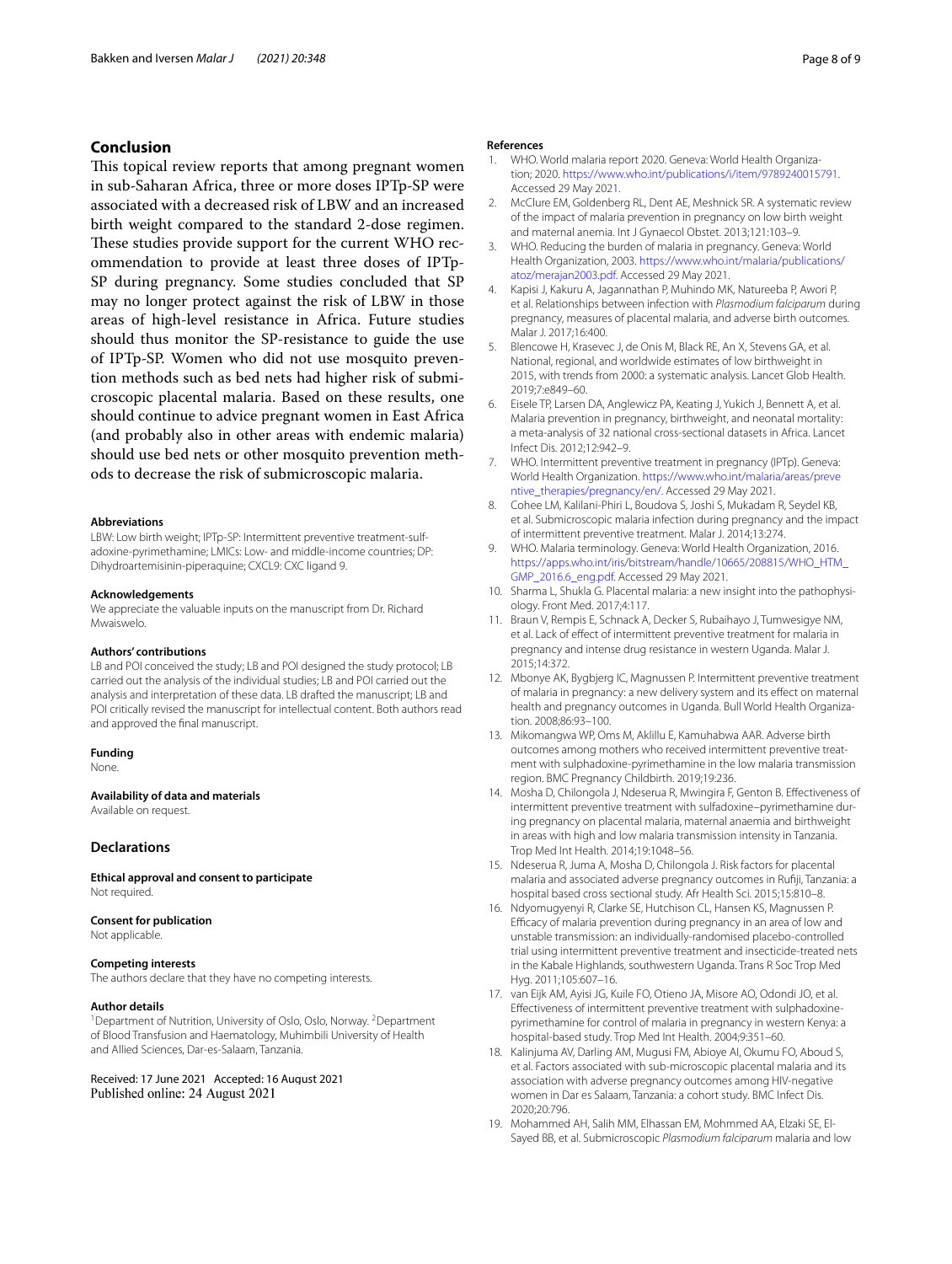## Conclusion

This topical review reports that among pregnant women in sub-Saharan Africa, three or more doses IPTp-SP were associated with a decreased risk of LBW and an increased birth weight compared to the standard 2-dose regimen. These studies provide support for the current WHO recommendation to provide at least three doses of IPTp-SP during pregnancy. Some studies concluded that SP may no longer protect against the risk of LBW in those areas of high-level resistance in Africa. Future studies should thus monitor the SP-resistance to guide the use of IPTp-SP. Women who did not use mosquito prevention methods such as bed nets had higher risk of submicroscopic placental malaria. Based on these results, one should continue to advice pregnant women in East Africa (and probably also in other areas with endemic malaria) should use bed nets or other mosquito prevention methods to decrease the risk of submicroscopic malaria.

#### Abbreviations

LBW: Low birth weight; IPTp-SP: Intermittent preventive treatment-sulfadoxine-pyrimethamine; LMICs: Low- and middle-income countries; DP: Dihydroartemisinin-piperaquine; CXCL9: CXC ligand 9.

#### Acknowledgements

We appreciate the valuable inputs on the manuscript from Dr. Richard Mwaiswelo.

#### Authors' contributions

LB and POI conceived the study; LB and POI designed the study protocol; LB carried out the analysis of the individual studies; LB and POI carried out the analysis and interpretation of these data. LB drafted the manuscript; LB and POI critically revised the manuscript for intellectual content. Both authors read and approved the final manuscript.

#### Funding

None.

#### Availability of data and materials

Available on request.

## Declarations

#### Ethical approval and consent to participate

Not required.

#### Consent for publication

Not applicable.

#### Competing interests

The authors declare that they have no competing interests.

#### Author details

[1]Department of Nutrition, University of Oslo, Oslo, Norway. [2]Department of Blood Transfusion and Haematology, Muhimbili University of Health and Allied Sciences, Dar-es-Salaam, Tanzania.

Received: 17 June 2021 Accepted: 16 August 2021
Published online: 24 August 2021

#### References

1. WHO. World malaria report 2020. Geneva: World Health Organization; 2020. https://www.who.int/publications/i/item/9789240015791. Accessed 29 May 2021.
2. McClure EM, Goldenberg RL, Dent AE, Meshnick SR. A systematic review of the impact of malaria prevention in pregnancy on low birth weight and maternal anemia. Int J Gynaecol Obstet. 2013;121:103–9.
3. WHO. Reducing the burden of malaria in pregnancy. Geneva: World Health Organization, 2003. https://www.who.int/malaria/publications/atoz/merajan2003.pdf. Accessed 29 May 2021.
4. Kapisi J, Kakuru A, Jagannathan P, Muhindo MK, Natureeba P, Awori P, et al. Relationships between infection with *Plasmodium falciparum* during pregnancy, measures of placental malaria, and adverse birth outcomes. Malar J. 2017;16:400.
5. Blencowe H, Krasevec J, de Onis M, Black RE, An X, Stevens GA, et al. National, regional, and worldwide estimates of low birthweight in 2015, with trends from 2000: a systematic analysis. Lancet Glob Health. 2019;7:e849–60.
6. Eisele TP, Larsen DA, Anglewicz PA, Keating J, Yukich J, Bennett A, et al. Malaria prevention in pregnancy, birthweight, and neonatal mortality: a meta-analysis of 32 national cross-sectional datasets in Africa. Lancet Infect Dis. 2012;12:942–9.
7. WHO. Intermittent preventive treatment in pregnancy (IPTp). Geneva: World Health Organization. https://www.who.int/malaria/areas/preventive_therapies/pregnancy/en/. Accessed 29 May 2021.
8. Cohee LM, Kalilani-Phiri L, Boudova S, Joshi S, Mukadam R, Seydel KB, et al. Submicroscopic malaria infection during pregnancy and the impact of intermittent preventive treatment. Malar J. 2014;13:274.
9. WHO. Malaria terminology. Geneva: World Health Organization, 2016. https://apps.who.int/iris/bitstream/handle/10665/208815/WHO_HTM_GMP_2016.6_eng.pdf. Accessed 29 May 2021.
10. Sharma L, Shukla G. Placental malaria: a new insight into the pathophysiology. Front Med. 2017;4:117.
11. Braun V, Rempis E, Schnack A, Decker S, Rubaihayo J, Tumwesigye NM, et al. Lack of effect of intermittent preventive treatment for malaria in pregnancy and intense drug resistance in western Uganda. Malar J. 2015;14:372.
12. Mbonye AK, Bygbjerg IC, Magnussen P. Intermittent preventive treatment of malaria in pregnancy: a new delivery system and its effect on maternal health and pregnancy outcomes in Uganda. Bull World Health Organization. 2008;86:93–100.
13. Mikomangwa WP, Oms M, Aklillu E, Kamuhabwa AAR. Adverse birth outcomes among mothers who received intermittent preventive treatment with sulphadoxine-pyrimethamine in the low malaria transmission region. BMC Pregnancy Childbirth. 2019;19:236.
14. Mosha D, Chilongola J, Ndeserua R, Mwingira F, Genton B. Effectiveness of intermittent preventive treatment with sulfadoxine–pyrimethamine during pregnancy on placental malaria, maternal anaemia and birthweight in areas with high and low malaria transmission intensity in Tanzania. Trop Med Int Health. 2014;19:1048–56.
15. Ndeserua R, Juma A, Mosha D, Chilongola J. Risk factors for placental malaria and associated adverse pregnancy outcomes in Rufiji, Tanzania: a hospital based cross sectional study. Afr Health Sci. 2015;15:810–8.
16. Ndyomugyenyi R, Clarke SE, Hutchison CL, Hansen KS, Magnussen P. Efficacy of malaria prevention during pregnancy in an area of low and unstable transmission: an individually-randomised placebo-controlled trial using intermittent preventive treatment and insecticide-treated nets in the Kabale Highlands, southwestern Uganda. Trans R Soc Trop Med Hyg. 2011;105:607–16.
17. van Eijk AM, Ayisi JG, Kuile FO, Otieno JA, Misore AO, Odondi JO, et al. Effectiveness of intermittent preventive treatment with sulphadoxine-pyrimethamine for control of malaria in pregnancy in western Kenya: a hospital-based study. Trop Med Int Health. 2004;9:351–60.
18. Kalinjuma AV, Darling AM, Mugusi FM, Abioye AI, Okumu FO, Aboud S, et al. Factors associated with sub-microscopic placental malaria and its association with adverse pregnancy outcomes among HIV-negative women in Dar es Salaam, Tanzania: a cohort study. BMC Infect Dis. 2020;20:796.
19. Mohammed AH, Salih MM, Elhassan EM, Mohmmed AA, Elzaki SE, El-Sayed BB, et al. Submicroscopic *Plasmodium falciparum* malaria and low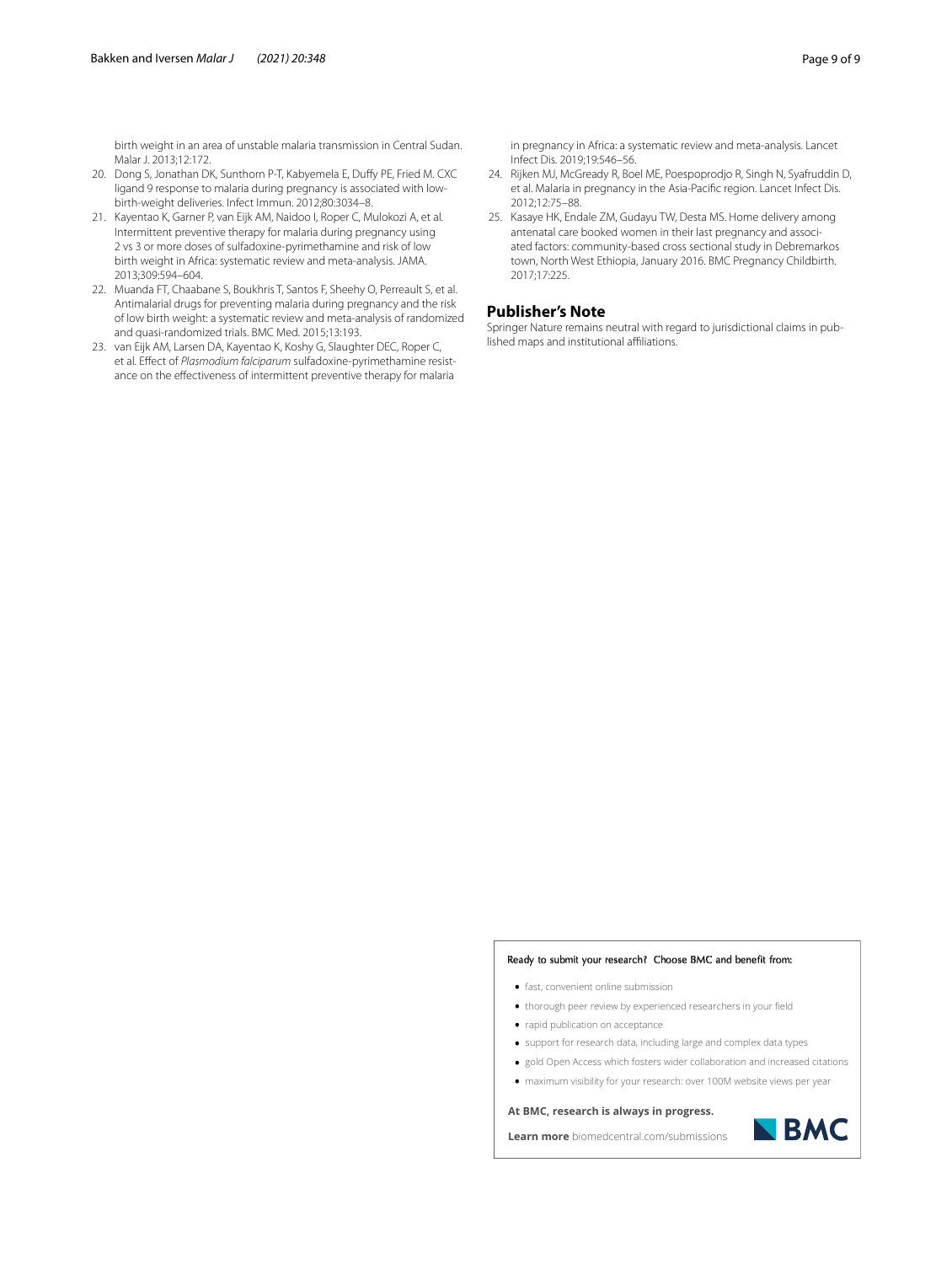birth weight in an area of unstable malaria transmission in Central Sudan. Malar J. 2013;12:172.

20. Dong S, Jonathan DK, Sunthorn P-T, Kabyemela E, Duffy PE, Fried M. CXC ligand 9 response to malaria during pregnancy is associated with low-birth-weight deliveries. Infect Immun. 2012;80:3034–8.
21. Kayentao K, Garner P, van Eijk AM, Naidoo I, Roper C, Mulokozi A, et al. Intermittent preventive therapy for malaria during pregnancy using 2 vs 3 or more doses of sulfadoxine-pyrimethamine and risk of low birth weight in Africa: systematic review and meta-analysis. JAMA. 2013;309:594–604.
22. Muanda FT, Chaabane S, Boukhris T, Santos F, Sheehy O, Perreault S, et al. Antimalarial drugs for preventing malaria during pregnancy and the risk of low birth weight: a systematic review and meta-analysis of randomized and quasi-randomized trials. BMC Med. 2015;13:193.
23. van Eijk AM, Larsen DA, Kayentao K, Koshy G, Slaughter DEC, Roper C, et al. Effect of *Plasmodium falciparum* sulfadoxine-pyrimethamine resistance on the effectiveness of intermittent preventive therapy for malaria in pregnancy in Africa: a systematic review and meta-analysis. Lancet Infect Dis. 2019;19:546–56.
24. Rijken MJ, McGready R, Boel ME, Poespoprodjo R, Singh N, Syafruddin D, et al. Malaria in pregnancy in the Asia-Pacific region. Lancet Infect Dis. 2012;12:75–88.
25. Kasaye HK, Endale ZM, Gudayu TW, Desta MS. Home delivery among antenatal care booked women in their last pregnancy and associated factors: community-based cross sectional study in Debremarkos town, North West Ethiopia, January 2016. BMC Pregnancy Childbirth. 2017;17:225.

## Publisher's Note

Springer Nature remains neutral with regard to jurisdictional claims in published maps and institutional affiliations.

Ready to submit your research? Choose BMC and benefit from:

- fast, convenient online submission
- thorough peer review by experienced researchers in your field
- rapid publication on acceptance
- support for research data, including large and complex data types
- gold Open Access which fosters wider collaboration and increased citations
- maximum visibility for your research: over 100M website views per year

**At BMC, research is always in progress.**

**Learn more** biomedcentral.com/submissions

BMC